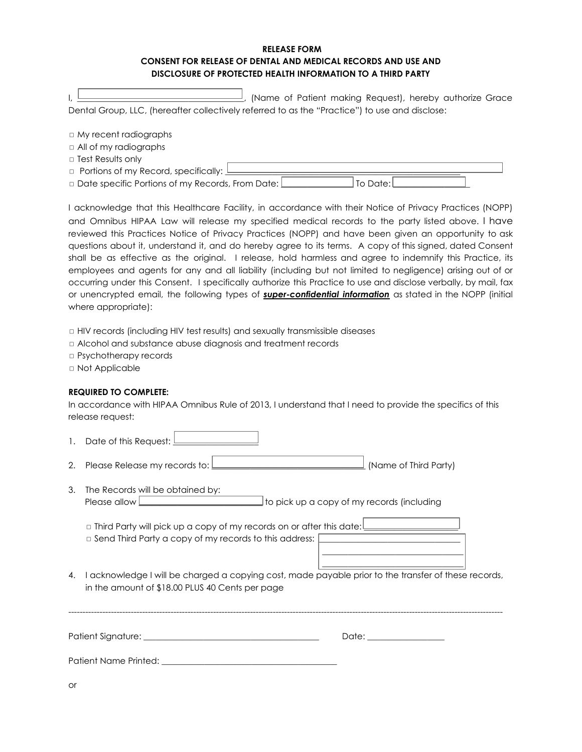**RELEASE FORM**
**CONSENT FOR RELEASE OF DENTAL AND MEDICAL RECORDS AND USE AND DISCLOSURE OF PROTECTED HEALTH INFORMATION TO A THIRD PARTY**

I, ______________________________________, (Name of Patient making Request), hereby authorize Grace Dental Group, LLC, (hereafter collectively referred to as the "Practice") to use and disclose:

- □ My recent radiographs
- □ All of my radiographs
- □ Test Results only
- □ Portions of my Record, specifically: ______________________________________
- □ Date specific Portions of my Records, From Date: ______________ To Date: ______________

I acknowledge that this Healthcare Facility, in accordance with their Notice of Privacy Practices (NOPP) and Omnibus HIPAA Law will release my specified medical records to the party listed above. I have reviewed this Practices Notice of Privacy Practices (NOPP) and have been given an opportunity to ask questions about it, understand it, and do hereby agree to its terms. A copy of this signed, dated Consent shall be as effective as the original. I release, hold harmless and agree to indemnify this Practice, its employees and agents for any and all liability (including but not limited to negligence) arising out of or occurring under this Consent. I specifically authorize this Practice to use and disclose verbally, by mail, fax or unencrypted email, the following types of ***super-confidential information*** as stated in the NOPP (initial where appropriate):

- □ HIV records (including HIV test results) and sexually transmissible diseases
- □ Alcohol and substance abuse diagnosis and treatment records
- □ Psychotherapy records
- □ Not Applicable

**REQUIRED TO COMPLETE:**
In accordance with HIPAA Omnibus Rule of 2013, I understand that I need to provide the specifics of this release request:

1. Date of this Request: ____________________
2. Please Release my records to: ______________________________ (Name of Third Party)
3. The Records will be obtained by:
   Please allow ____________________________ to pick up a copy of my records (including

   □ Third Party will pick up a copy of my records on or after this date: ____________________
   □ Send Third Party a copy of my records to this address: ______________________________
   ______________________________
   ______________________________
4. I acknowledge I will be charged a copying cost, made payable prior to the transfer of these records, in the amount of $18.00 PLUS 40 Cents per page

---

Patient Signature: ________________________________________ Date: _________________

Patient Name Printed: ________________________________________

or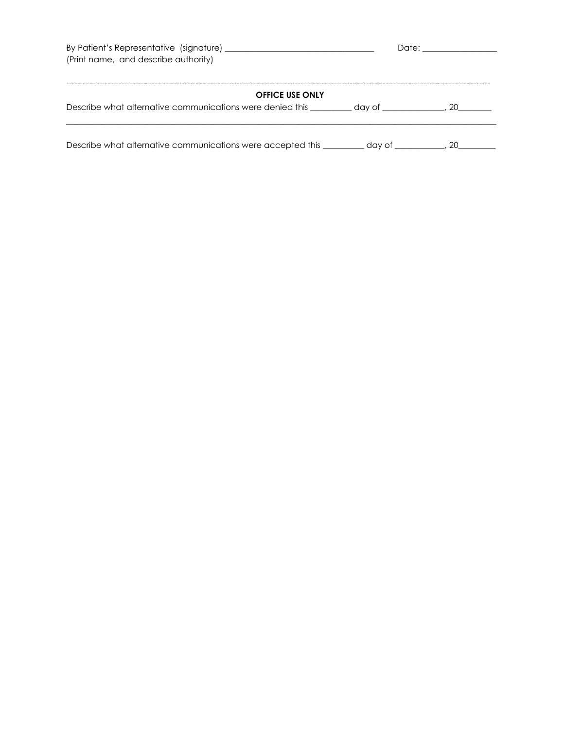By Patient's Representative (signature) ___________________________________ Date: _________________
(Print name, and describe authority)

---

**OFFICE USE ONLY**

Describe what alternative communications were denied this _________ day of ______________, 20________

______________________________________________________________________________________________

Describe what alternative communications were accepted this _________ day of ___________, 20_________